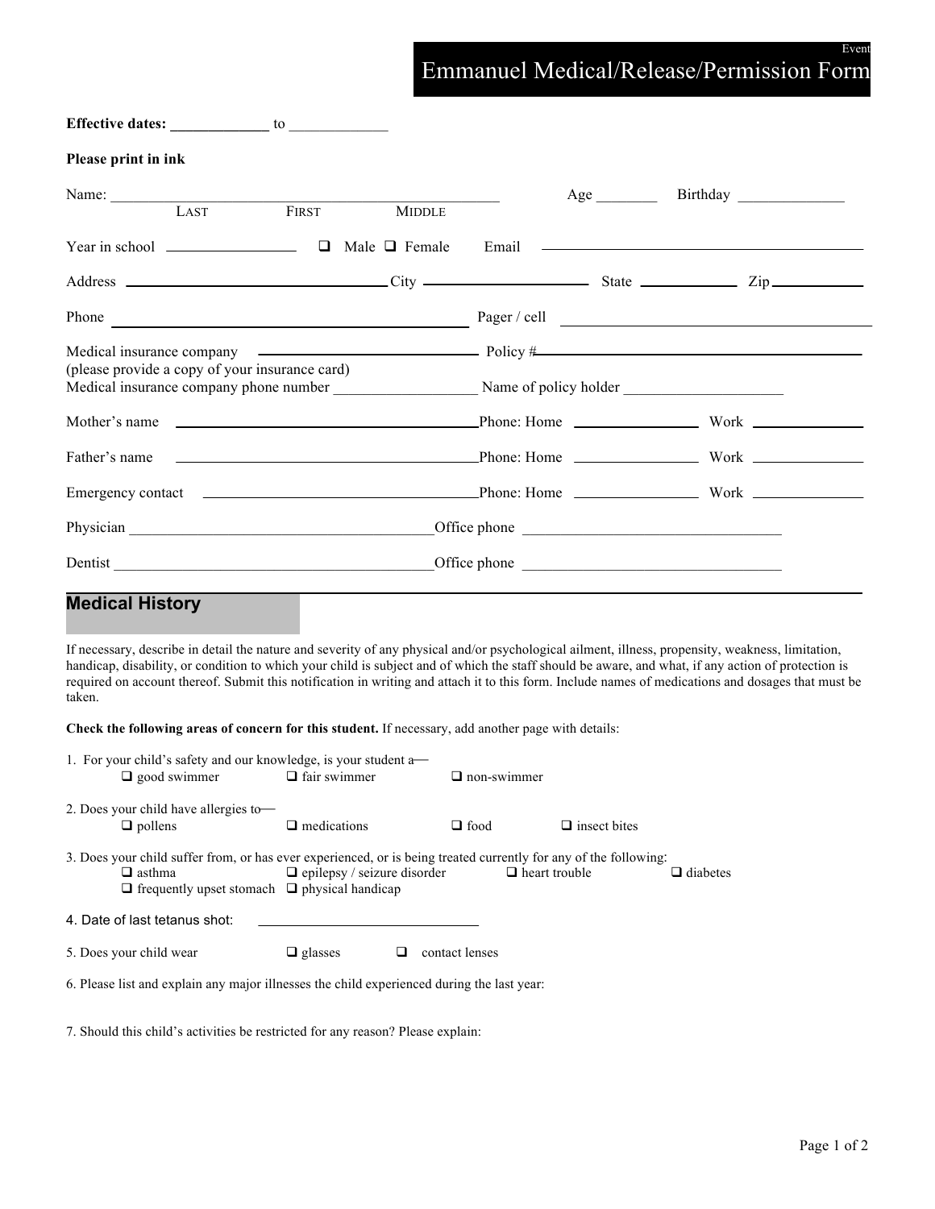Event

# Emmanuel Medical/Release/Permission Form

**Effective dates:** _____________ to _____________

**Please print in ink**

Name: ________________________________________________ Age ________ Birthday ______________
LAST FIRST MIDDLE

Year in school ________________ ❑ Male ❑ Female Email ________________________________________

Address ________________________________ City ____________________ State ____________ Zip ___________

Phone ________________________________________ Pager / cell ________________________________________

Medical insurance company ________________________ Policy # ________________________________________
(please provide a copy of your insurance card)
Medical insurance company phone number __________________ Name of policy holder ____________________

Mother's name ________________________________ Phone: Home _______________ Work ______________

Father's name ________________________________ Phone: Home _______________ Work ______________

Emergency contact ____________________________ Phone: Home _______________ Work ______________

Physician ________________________________________ Office phone __________________________________

Dentist __________________________________________ Office phone __________________________________

## Medical History

If necessary, describe in detail the nature and severity of any physical and/or psychological ailment, illness, propensity, weakness, limitation, handicap, disability, or condition to which your child is subject and of which the staff should be aware, and what, if any action of protection is required on account thereof. Submit this notification in writing and attach it to this form. Include names of medications and dosages that must be taken.

**Check the following areas of concern for this student.** If necessary, add another page with details:

1. For your child's safety and our knowledge, is your student a—
   ❑ good swimmer ❑ fair swimmer ❑ non-swimmer

2. Does your child have allergies to—
   ❑ pollens ❑ medications ❑ food ❑ insect bites

3. Does your child suffer from, or has ever experienced, or is being treated currently for any of the following:
   ❑ asthma ❑ epilepsy / seizure disorder ❑ heart trouble ❑ diabetes
   ❑ frequently upset stomach ❑ physical handicap

4. Date of last tetanus shot: ____________________________

5. Does your child wear ❑ glasses ❑ contact lenses

6. Please list and explain any major illnesses the child experienced during the last year:

7. Should this child's activities be restricted for any reason? Please explain: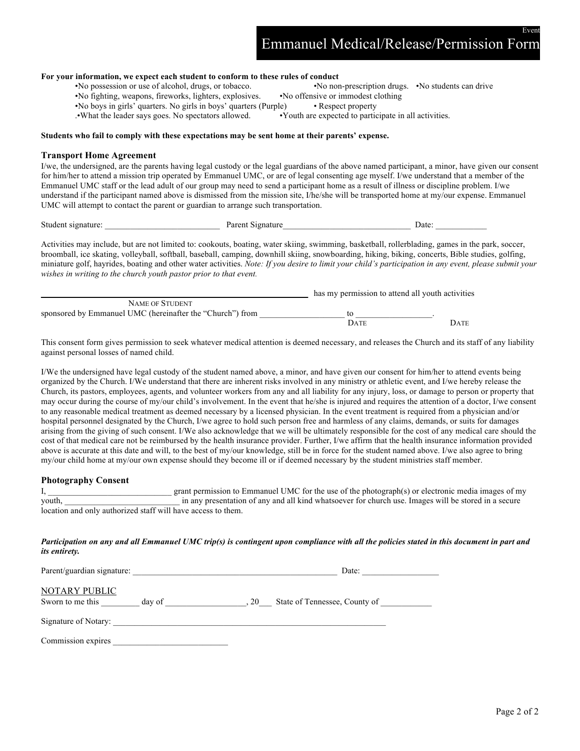Event

# Emmanuel Medical/Release/Permission Form

**For your information, we expect each student to conform to these rules of conduct**

- •No possession or use of alcohol, drugs, or tobacco. •No non-prescription drugs. •No students can drive
- •No fighting, weapons, fireworks, lighters, explosives. •No offensive or immodest clothing
- •No boys in girls' quarters. No girls in boys' quarters (Purple) • Respect property
- .•What the leader says goes. No spectators allowed. •Youth are expected to participate in all activities.

**Students who fail to comply with these expectations may be sent home at their parents' expense.**

### Transport Home Agreement

I/we, the undersigned, are the parents having legal custody or the legal guardians of the above named participant, a minor, have given our consent for him/her to attend a mission trip operated by Emmanuel UMC, or are of legal consenting age myself. I/we understand that a member of the Emmanuel UMC staff or the lead adult of our group may need to send a participant home as a result of illness or discipline problem. I/we understand if the participant named above is dismissed from the mission site, I/he/she will be transported home at my/our expense. Emmanuel UMC will attempt to contact the parent or guardian to arrange such transportation.

Student signature: ___________________________ Parent Signature______________________________ Date: ____________

Activities may include, but are not limited to: cookouts, boating, water skiing, swimming, basketball, rollerblading, games in the park, soccer, broomball, ice skating, volleyball, softball, baseball, camping, downhill skiing, snowboarding, hiking, biking, concerts, Bible studies, golfing, miniature golf, hayrides, boating and other water activities. *Note: If you desire to limit your child's participation in any event, please submit your wishes in writing to the church youth pastor prior to that event.*

____________________________________________ has my permission to attend all youth activities
NAME OF STUDENT

sponsored by Emmanuel UMC (hereinafter the "Church") from ___________________ to _________________.
DATE DATE

This consent form gives permission to seek whatever medical attention is deemed necessary, and releases the Church and its staff of any liability against personal losses of named child.

I/We the undersigned have legal custody of the student named above, a minor, and have given our consent for him/her to attend events being organized by the Church. I/We understand that there are inherent risks involved in any ministry or athletic event, and I/we hereby release the Church, its pastors, employees, agents, and volunteer workers from any and all liability for any injury, loss, or damage to person or property that may occur during the course of my/our child's involvement. In the event that he/she is injured and requires the attention of a doctor, I/we consent to any reasonable medical treatment as deemed necessary by a licensed physician. In the event treatment is required from a physician and/or hospital personnel designated by the Church, I/we agree to hold such person free and harmless of any claims, demands, or suits for damages arising from the giving of such consent. I/We also acknowledge that we will be ultimately responsible for the cost of any medical care should the cost of that medical care not be reimbursed by the health insurance provider. Further, I/we affirm that the health insurance information provided above is accurate at this date and will, to the best of my/our knowledge, still be in force for the student named above. I/we also agree to bring my/our child home at my/our own expense should they become ill or if deemed necessary by the student ministries staff member.

### Photography Consent

I, _____________________________ grant permission to Emmanuel UMC for the use of the photograph(s) or electronic media images of my youth, ___________________________ in any presentation of any and all kind whatsoever for church use. Images will be stored in a secure location and only authorized staff will have access to them.

***Participation on any and all Emmanuel UMC trip(s) is contingent upon compliance with all the policies stated in this document in part and its entirety.***

Parent/guardian signature: __________________________________________________ Date: __________________

NOTARY PUBLIC

Sworn to me this _________ day of __________________, 20___ State of Tennessee, County of ___________

Signature of Notary: ____________________________________________________________________

Commission expires ___________________________